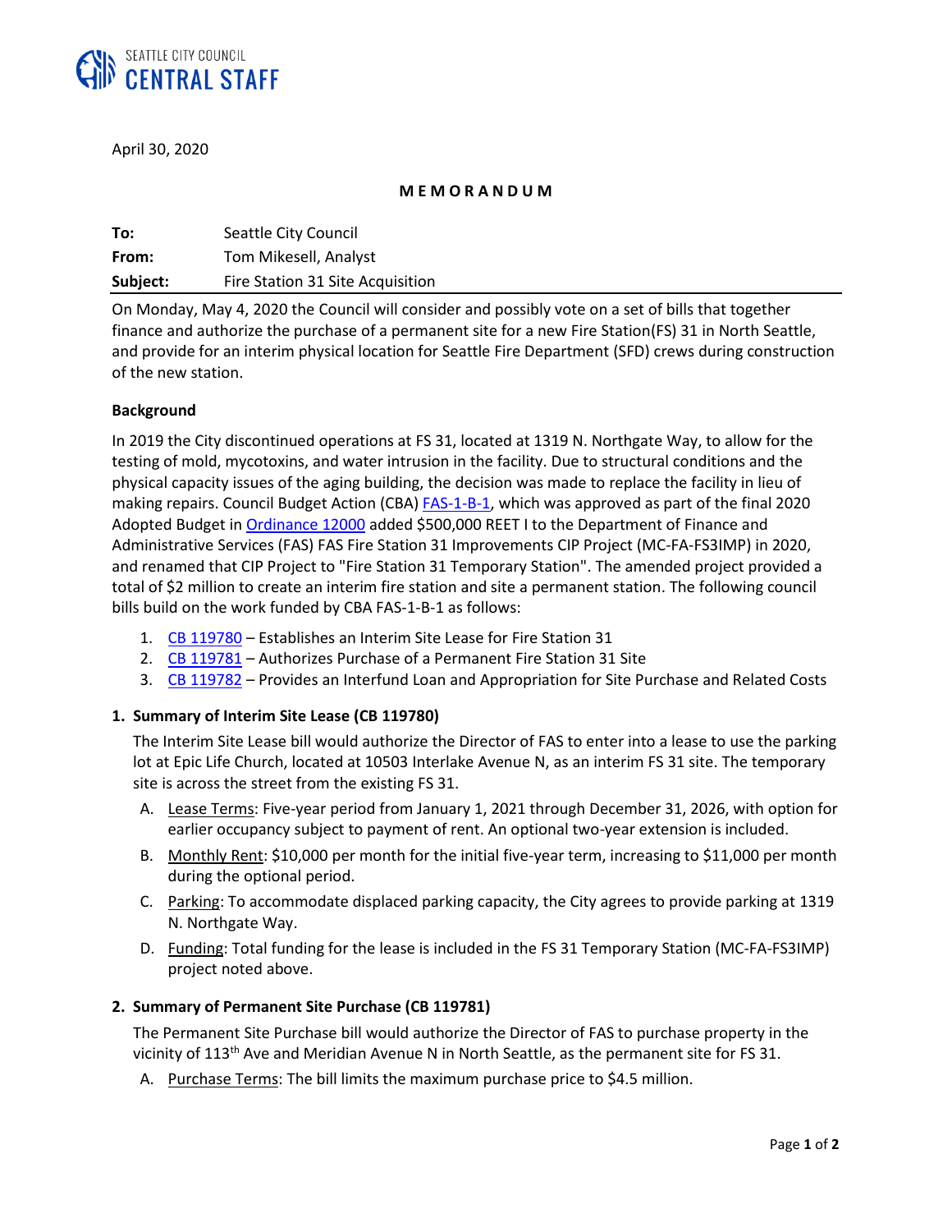SEATTLE CITY COUNCIL
**CENTRAL STAFF**

April 30, 2020

**MEMORANDUM**

**To:** Seattle City Council
**From:** Tom Mikesell, Analyst
**Subject:** Fire Station 31 Site Acquisition

On Monday, May 4, 2020 the Council will consider and possibly vote on a set of bills that together finance and authorize the purchase of a permanent site for a new Fire Station(FS) 31 in North Seattle, and provide for an interim physical location for Seattle Fire Department (SFD) crews during construction of the new station.

**Background**

In 2019 the City discontinued operations at FS 31, located at 1319 N. Northgate Way, to allow for the testing of mold, mycotoxins, and water intrusion in the facility. Due to structural conditions and the physical capacity issues of the aging building, the decision was made to replace the facility in lieu of making repairs. Council Budget Action (CBA) FAS-1-B-1, which was approved as part of the final 2020 Adopted Budget in Ordinance 12000 added $500,000 REET I to the Department of Finance and Administrative Services (FAS) FAS Fire Station 31 Improvements CIP Project (MC-FA-FS3IMP) in 2020, and renamed that CIP Project to "Fire Station 31 Temporary Station". The amended project provided a total of $2 million to create an interim fire station and site a permanent station. The following council bills build on the work funded by CBA FAS-1-B-1 as follows:

1. CB 119780 – Establishes an Interim Site Lease for Fire Station 31
2. CB 119781 – Authorizes Purchase of a Permanent Fire Station 31 Site
3. CB 119782 – Provides an Interfund Loan and Appropriation for Site Purchase and Related Costs

**1. Summary of Interim Site Lease (CB 119780)**

The Interim Site Lease bill would authorize the Director of FAS to enter into a lease to use the parking lot at Epic Life Church, located at 10503 Interlake Avenue N, as an interim FS 31 site. The temporary site is across the street from the existing FS 31.

A. Lease Terms: Five-year period from January 1, 2021 through December 31, 2026, with option for earlier occupancy subject to payment of rent. An optional two-year extension is included.

B. Monthly Rent: $10,000 per month for the initial five-year term, increasing to $11,000 per month during the optional period.

C. Parking: To accommodate displaced parking capacity, the City agrees to provide parking at 1319 N. Northgate Way.

D. Funding: Total funding for the lease is included in the FS 31 Temporary Station (MC-FA-FS3IMP) project noted above.

**2. Summary of Permanent Site Purchase (CB 119781)**

The Permanent Site Purchase bill would authorize the Director of FAS to purchase property in the vicinity of 113th Ave and Meridian Avenue N in North Seattle, as the permanent site for FS 31.

A. Purchase Terms: The bill limits the maximum purchase price to $4.5 million.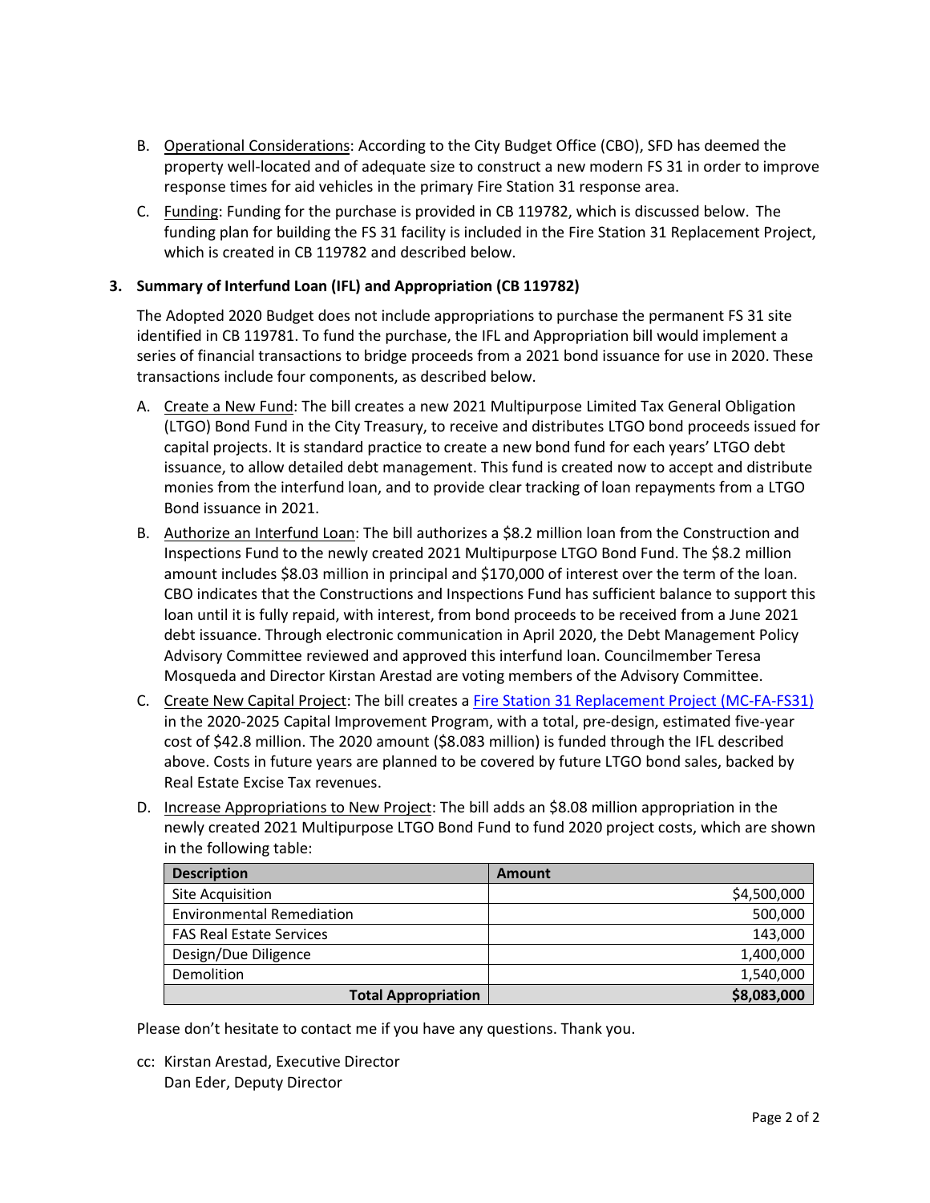B. Operational Considerations: According to the City Budget Office (CBO), SFD has deemed the property well-located and of adequate size to construct a new modern FS 31 in order to improve response times for aid vehicles in the primary Fire Station 31 response area.

C. Funding: Funding for the purchase is provided in CB 119782, which is discussed below. The funding plan for building the FS 31 facility is included in the Fire Station 31 Replacement Project, which is created in CB 119782 and described below.

**3. Summary of Interfund Loan (IFL) and Appropriation (CB 119782)**

The Adopted 2020 Budget does not include appropriations to purchase the permanent FS 31 site identified in CB 119781. To fund the purchase, the IFL and Appropriation bill would implement a series of financial transactions to bridge proceeds from a 2021 bond issuance for use in 2020. These transactions include four components, as described below.

A. Create a New Fund: The bill creates a new 2021 Multipurpose Limited Tax General Obligation (LTGO) Bond Fund in the City Treasury, to receive and distributes LTGO bond proceeds issued for capital projects. It is standard practice to create a new bond fund for each years' LTGO debt issuance, to allow detailed debt management. This fund is created now to accept and distribute monies from the interfund loan, and to provide clear tracking of loan repayments from a LTGO Bond issuance in 2021.

B. Authorize an Interfund Loan: The bill authorizes a $8.2 million loan from the Construction and Inspections Fund to the newly created 2021 Multipurpose LTGO Bond Fund. The $8.2 million amount includes $8.03 million in principal and $170,000 of interest over the term of the loan. CBO indicates that the Constructions and Inspections Fund has sufficient balance to support this loan until it is fully repaid, with interest, from bond proceeds to be received from a June 2021 debt issuance. Through electronic communication in April 2020, the Debt Management Policy Advisory Committee reviewed and approved this interfund loan. Councilmember Teresa Mosqueda and Director Kirstan Arestad are voting members of the Advisory Committee.

C. Create New Capital Project: The bill creates a Fire Station 31 Replacement Project (MC-FA-FS31) in the 2020-2025 Capital Improvement Program, with a total, pre-design, estimated five-year cost of $42.8 million. The 2020 amount ($8.083 million) is funded through the IFL described above. Costs in future years are planned to be covered by future LTGO bond sales, backed by Real Estate Excise Tax revenues.

D. Increase Appropriations to New Project: The bill adds an $8.08 million appropriation in the newly created 2021 Multipurpose LTGO Bond Fund to fund 2020 project costs, which are shown in the following table:

| Description | Amount |
|---|---:|
| Site Acquisition | $4,500,000 |
| Environmental Remediation | 500,000 |
| FAS Real Estate Services | 143,000 |
| Design/Due Diligence | 1,400,000 |
| Demolition | 1,540,000 |
| **Total Appropriation** | **$8,083,000** |

Please don't hesitate to contact me if you have any questions. Thank you.

cc: Kirstan Arestad, Executive Director
Dan Eder, Deputy Director